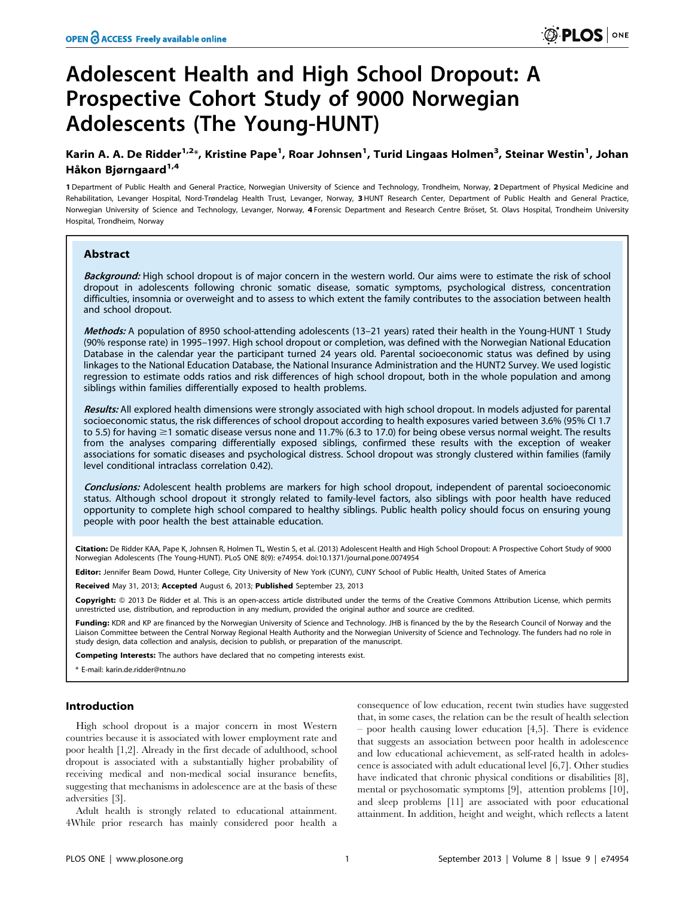# Adolescent Health and High School Dropout: A Prospective Cohort Study of 9000 Norwegian Adolescents (The Young-HUNT)

**Karin A. A. De Ridder[1,2]*, Kristine Pape[1], Roar Johnsen[1], Turid Lingaas Holmen[3], Steinar Westin[1], Johan Håkon Bjørngaard[1,4]**

1 Department of Public Health and General Practice, Norwegian University of Science and Technology, Trondheim, Norway, 2 Department of Physical Medicine and Rehabilitation, Levanger Hospital, Nord-Trøndelag Health Trust, Levanger, Norway, 3 HUNT Research Center, Department of Public Health and General Practice, Norwegian University of Science and Technology, Levanger, Norway, 4 Forensic Department and Research Centre Bröset, St. Olavs Hospital, Trondheim University Hospital, Trondheim, Norway

## Abstract

***Background:*** High school dropout is of major concern in the western world. Our aims were to estimate the risk of school dropout in adolescents following chronic somatic disease, somatic symptoms, psychological distress, concentration difficulties, insomnia or overweight and to assess to which extent the family contributes to the association between health and school dropout.

***Methods:*** A population of 8950 school-attending adolescents (13–21 years) rated their health in the Young-HUNT 1 Study (90% response rate) in 1995–1997. High school dropout or completion, was defined with the Norwegian National Education Database in the calendar year the participant turned 24 years old. Parental socioeconomic status was defined by using linkages to the National Education Database, the National Insurance Administration and the HUNT2 Survey. We used logistic regression to estimate odds ratios and risk differences of high school dropout, both in the whole population and among siblings within families differentially exposed to health problems.

***Results:*** All explored health dimensions were strongly associated with high school dropout. In models adjusted for parental socioeconomic status, the risk differences of school dropout according to health exposures varied between 3.6% (95% CI 1.7 to 5.5) for having ≥1 somatic disease versus none and 11.7% (6.3 to 17.0) for being obese versus normal weight. The results from the analyses comparing differentially exposed siblings, confirmed these results with the exception of weaker associations for somatic diseases and psychological distress. School dropout was strongly clustered within families (family level conditional intraclass correlation 0.42).

***Conclusions:*** Adolescent health problems are markers for high school dropout, independent of parental socioeconomic status. Although school dropout it strongly related to family-level factors, also siblings with poor health have reduced opportunity to complete high school compared to healthy siblings. Public health policy should focus on ensuring young people with poor health the best attainable education.

**Citation:** De Ridder KAA, Pape K, Johnsen R, Holmen TL, Westin S, et al. (2013) Adolescent Health and High School Dropout: A Prospective Cohort Study of 9000 Norwegian Adolescents (The Young-HUNT). PLoS ONE 8(9): e74954. doi:10.1371/journal.pone.0074954

**Editor:** Jennifer Beam Dowd, Hunter College, City University of New York (CUNY), CUNY School of Public Health, United States of America

**Received** May 31, 2013; **Accepted** August 6, 2013; **Published** September 23, 2013

**Copyright:** © 2013 De Ridder et al. This is an open-access article distributed under the terms of the Creative Commons Attribution License, which permits unrestricted use, distribution, and reproduction in any medium, provided the original author and source are credited.

**Funding:** KDR and KP are financed by the Norwegian University of Science and Technology. JHB is financed by the by the Research Council of Norway and the Liaison Committee between the Central Norway Regional Health Authority and the Norwegian University of Science and Technology. The funders had no role in study design, data collection and analysis, decision to publish, or preparation of the manuscript.

**Competing Interests:** The authors have declared that no competing interests exist.

* E-mail: karin.de.ridder@ntnu.no

## Introduction

High school dropout is a major concern in most Western countries because it is associated with lower employment rate and poor health [1,2]. Already in the first decade of adulthood, school dropout is associated with a substantially higher probability of receiving medical and non-medical social insurance benefits, suggesting that mechanisms in adolescence are at the basis of these adversities [3].

Adult health is strongly related to educational attainment. 4While prior research has mainly considered poor health a consequence of low education, recent twin studies have suggested that, in some cases, the relation can be the result of health selection – poor health causing lower education [4,5]. There is evidence that suggests an association between poor health in adolescence and low educational achievement, as self-rated health in adolescence is associated with adult educational level [6,7]. Other studies have indicated that chronic physical conditions or disabilities [8], mental or psychosomatic symptoms [9], attention problems [10], and sleep problems [11] are associated with poor educational attainment. In addition, height and weight, which reflects a latent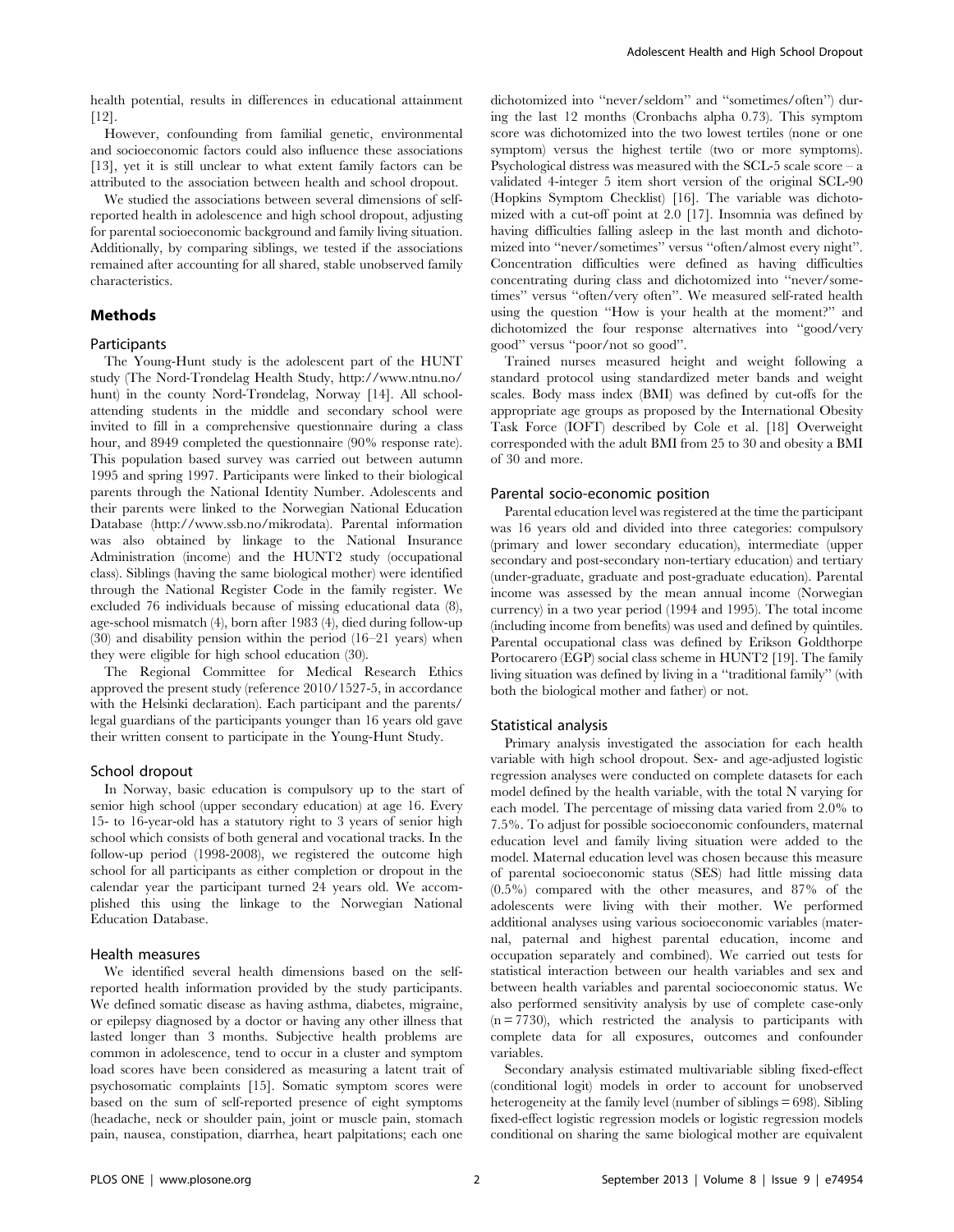health potential, results in differences in educational attainment [12].

However, confounding from familial genetic, environmental and socioeconomic factors could also influence these associations [13], yet it is still unclear to what extent family factors can be attributed to the association between health and school dropout.

We studied the associations between several dimensions of self-reported health in adolescence and high school dropout, adjusting for parental socioeconomic background and family living situation. Additionally, by comparing siblings, we tested if the associations remained after accounting for all shared, stable unobserved family characteristics.

## Methods

### Participants

The Young-Hunt study is the adolescent part of the HUNT study (The Nord-Trøndelag Health Study, http://www.ntnu.no/hunt) in the county Nord-Trøndelag, Norway [14]. All school-attending students in the middle and secondary school were invited to fill in a comprehensive questionnaire during a class hour, and 8949 completed the questionnaire (90% response rate). This population based survey was carried out between autumn 1995 and spring 1997. Participants were linked to their biological parents through the National Identity Number. Adolescents and their parents were linked to the Norwegian National Education Database (http://www.ssb.no/mikrodata). Parental information was also obtained by linkage to the National Insurance Administration (income) and the HUNT2 study (occupational class). Siblings (having the same biological mother) were identified through the National Register Code in the family register. We excluded 76 individuals because of missing educational data (8), age-school mismatch (4), born after 1983 (4), died during follow-up (30) and disability pension within the period (16–21 years) when they were eligible for high school education (30).

The Regional Committee for Medical Research Ethics approved the present study (reference 2010/1527-5, in accordance with the Helsinki declaration). Each participant and the parents/legal guardians of the participants younger than 16 years old gave their written consent to participate in the Young-Hunt Study.

### School dropout

In Norway, basic education is compulsory up to the start of senior high school (upper secondary education) at age 16. Every 15- to 16-year-old has a statutory right to 3 years of senior high school which consists of both general and vocational tracks. In the follow-up period (1998-2008), we registered the outcome high school for all participants as either completion or dropout in the calendar year the participant turned 24 years old. We accomplished this using the linkage to the Norwegian National Education Database.

### Health measures

We identified several health dimensions based on the self-reported health information provided by the study participants. We defined somatic disease as having asthma, diabetes, migraine, or epilepsy diagnosed by a doctor or having any other illness that lasted longer than 3 months. Subjective health problems are common in adolescence, tend to occur in a cluster and symptom load scores have been considered as measuring a latent trait of psychosomatic complaints [15]. Somatic symptom scores were based on the sum of self-reported presence of eight symptoms (headache, neck or shoulder pain, joint or muscle pain, stomach pain, nausea, constipation, diarrhea, heart palpitations; each one dichotomized into "never/seldom" and "sometimes/often") during the last 12 months (Cronbachs alpha 0.73). This symptom score was dichotomized into the two lowest tertiles (none or one symptom) versus the highest tertile (two or more symptoms). Psychological distress was measured with the SCL-5 scale score – a validated 4-integer 5 item short version of the original SCL-90 (Hopkins Symptom Checklist) [16]. The variable was dichotomized with a cut-off point at 2.0 [17]. Insomnia was defined by having difficulties falling asleep in the last month and dichotomized into "never/sometimes" versus "often/almost every night". Concentration difficulties were defined as having difficulties concentrating during class and dichotomized into "never/sometimes" versus "often/very often". We measured self-rated health using the question "How is your health at the moment?" and dichotomized the four response alternatives into "good/very good" versus "poor/not so good".

Trained nurses measured height and weight following a standard protocol using standardized meter bands and weight scales. Body mass index (BMI) was defined by cut-offs for the appropriate age groups as proposed by the International Obesity Task Force (IOFT) described by Cole et al. [18] Overweight corresponded with the adult BMI from 25 to 30 and obesity a BMI of 30 and more.

### Parental socio-economic position

Parental education level was registered at the time the participant was 16 years old and divided into three categories: compulsory (primary and lower secondary education), intermediate (upper secondary and post-secondary non-tertiary education) and tertiary (under-graduate, graduate and post-graduate education). Parental income was assessed by the mean annual income (Norwegian currency) in a two year period (1994 and 1995). The total income (including income from benefits) was used and defined by quintiles. Parental occupational class was defined by Erikson Goldthorpe Portocarero (EGP) social class scheme in HUNT2 [19]. The family living situation was defined by living in a "traditional family" (with both the biological mother and father) or not.

### Statistical analysis

Primary analysis investigated the association for each health variable with high school dropout. Sex- and age-adjusted logistic regression analyses were conducted on complete datasets for each model defined by the health variable, with the total N varying for each model. The percentage of missing data varied from 2.0% to 7.5%. To adjust for possible socioeconomic confounders, maternal education level and family living situation were added to the model. Maternal education level was chosen because this measure of parental socioeconomic status (SES) had little missing data (0.5%) compared with the other measures, and 87% of the adolescents were living with their mother. We performed additional analyses using various socioeconomic variables (maternal, paternal and highest parental education, income and occupation separately and combined). We carried out tests for statistical interaction between our health variables and sex and between health variables and parental socioeconomic status. We also performed sensitivity analysis by use of complete case-only (n = 7730), which restricted the analysis to participants with complete data for all exposures, outcomes and confounder variables.

Secondary analysis estimated multivariable sibling fixed-effect (conditional logit) models in order to account for unobserved heterogeneity at the family level (number of siblings = 698). Sibling fixed-effect logistic regression models or logistic regression models conditional on sharing the same biological mother are equivalent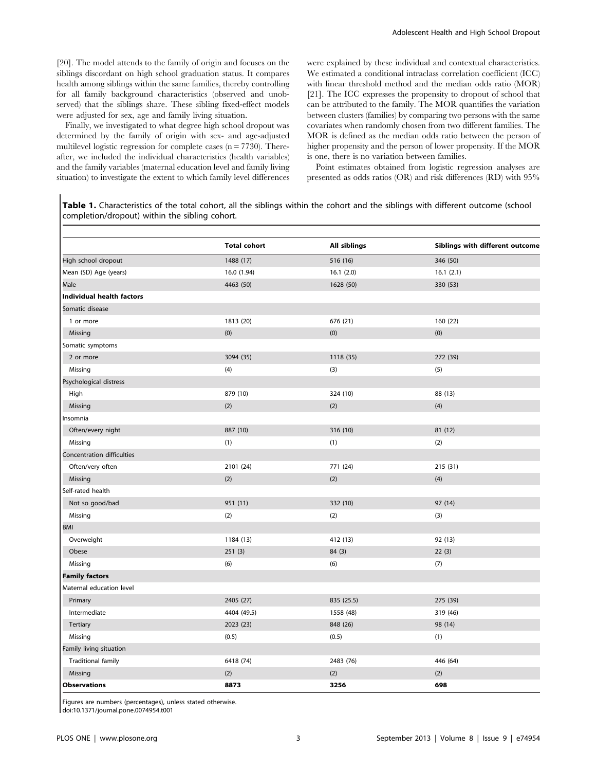[20]. The model attends to the family of origin and focuses on the siblings discordant on high school graduation status. It compares health among siblings within the same families, thereby controlling for all family background characteristics (observed and unobserved) that the siblings share. These sibling fixed-effect models were adjusted for sex, age and family living situation.

Finally, we investigated to what degree high school dropout was determined by the family of origin with sex- and age-adjusted multilevel logistic regression for complete cases (n = 7730). Thereafter, we included the individual characteristics (health variables) and the family variables (maternal education level and family living situation) to investigate the extent to which family level differences were explained by these individual and contextual characteristics. We estimated a conditional intraclass correlation coefficient (ICC) with linear threshold method and the median odds ratio (MOR) [21]. The ICC expresses the propensity to dropout of school that can be attributed to the family. The MOR quantifies the variation between clusters (families) by comparing two persons with the same covariates when randomly chosen from two different families. The MOR is defined as the median odds ratio between the person of higher propensity and the person of lower propensity. If the MOR is one, there is no variation between families.

Point estimates obtained from logistic regression analyses are presented as odds ratios (OR) and risk differences (RD) with 95%

**Table 1.** Characteristics of the total cohort, all the siblings within the cohort and the siblings with different outcome (school completion/dropout) within the sibling cohort.

| | Total cohort | All siblings | Siblings with different outcome |
|---|---|---|---|
| High school dropout | 1488 (17) | 516 (16) | 346 (50) |
| Mean (SD) Age (years) | 16.0 (1.94) | 16.1 (2.0) | 16.1 (2.1) |
| Male | 4463 (50) | 1628 (50) | 330 (53) |
| **Individual health factors** | | | |
| Somatic disease | | | |
| 1 or more | 1813 (20) | 676 (21) | 160 (22) |
| Missing | (0) | (0) | (0) |
| Somatic symptoms | | | |
| 2 or more | 3094 (35) | 1118 (35) | 272 (39) |
| Missing | (4) | (3) | (5) |
| Psychological distress | | | |
| High | 879 (10) | 324 (10) | 88 (13) |
| Missing | (2) | (2) | (4) |
| Insomnia | | | |
| Often/every night | 887 (10) | 316 (10) | 81 (12) |
| Missing | (1) | (1) | (2) |
| Concentration difficulties | | | |
| Often/very often | 2101 (24) | 771 (24) | 215 (31) |
| Missing | (2) | (2) | (4) |
| Self-rated health | | | |
| Not so good/bad | 951 (11) | 332 (10) | 97 (14) |
| Missing | (2) | (2) | (3) |
| BMI | | | |
| Overweight | 1184 (13) | 412 (13) | 92 (13) |
| Obese | 251 (3) | 84 (3) | 22 (3) |
| Missing | (6) | (6) | (7) |
| **Family factors** | | | |
| Maternal education level | | | |
| Primary | 2405 (27) | 835 (25.5) | 275 (39) |
| Intermediate | 4404 (49.5) | 1558 (48) | 319 (46) |
| Tertiary | 2023 (23) | 848 (26) | 98 (14) |
| Missing | (0.5) | (0.5) | (1) |
| Family living situation | | | |
| Traditional family | 6418 (74) | 2483 (76) | 446 (64) |
| Missing | (2) | (2) | (2) |
| **Observations** | **8873** | **3256** | **698** |

Figures are numbers (percentages), unless stated otherwise.
doi:10.1371/journal.pone.0074954.t001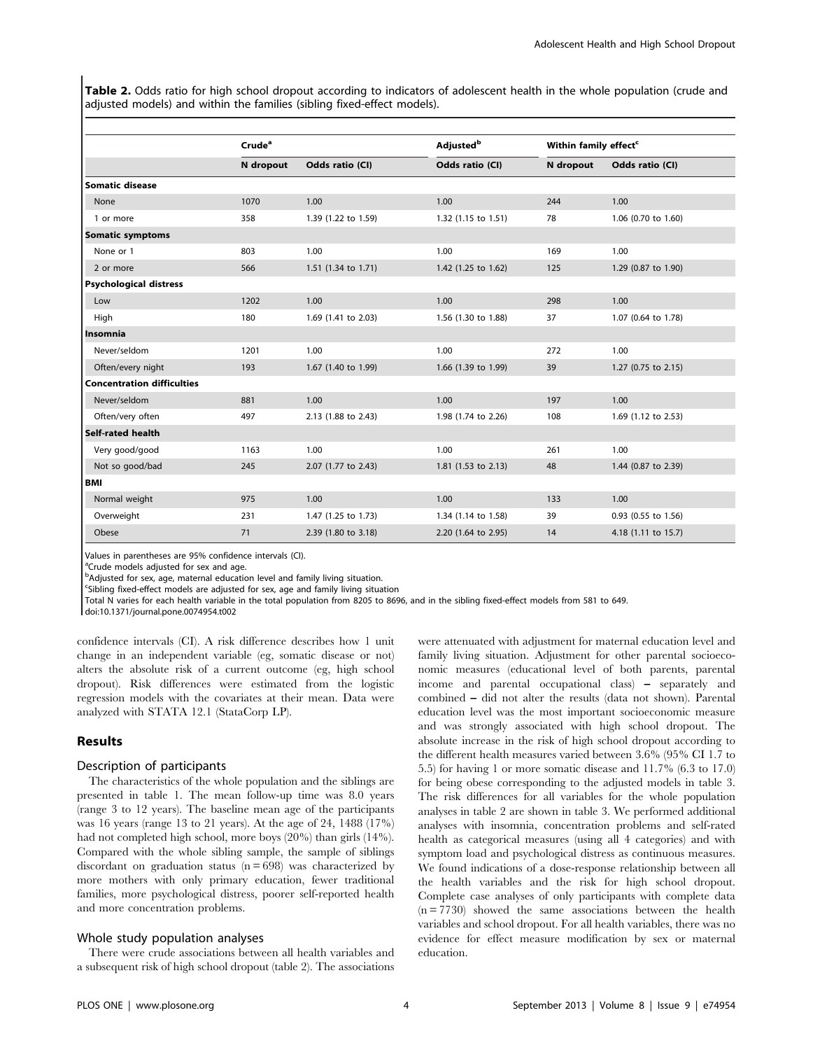**Table 2.** Odds ratio for high school dropout according to indicators of adolescent health in the whole population (crude and adjusted models) and within the families (sibling fixed-effect models).

| | Crude[a] | | Adjusted[b] | Within family effect[c] | |
|---|---|---|---|---|---|
| | N dropout | Odds ratio (CI) | Odds ratio (CI) | N dropout | Odds ratio (CI) |
| **Somatic disease** | | | | | |
| None | 1070 | 1.00 | 1.00 | 244 | 1.00 |
| 1 or more | 358 | 1.39 (1.22 to 1.59) | 1.32 (1.15 to 1.51) | 78 | 1.06 (0.70 to 1.60) |
| **Somatic symptoms** | | | | | |
| None or 1 | 803 | 1.00 | 1.00 | 169 | 1.00 |
| 2 or more | 566 | 1.51 (1.34 to 1.71) | 1.42 (1.25 to 1.62) | 125 | 1.29 (0.87 to 1.90) |
| **Psychological distress** | | | | | |
| Low | 1202 | 1.00 | 1.00 | 298 | 1.00 |
| High | 180 | 1.69 (1.41 to 2.03) | 1.56 (1.30 to 1.88) | 37 | 1.07 (0.64 to 1.78) |
| **Insomnia** | | | | | |
| Never/seldom | 1201 | 1.00 | 1.00 | 272 | 1.00 |
| Often/every night | 193 | 1.67 (1.40 to 1.99) | 1.66 (1.39 to 1.99) | 39 | 1.27 (0.75 to 2.15) |
| **Concentration difficulties** | | | | | |
| Never/seldom | 881 | 1.00 | 1.00 | 197 | 1.00 |
| Often/very often | 497 | 2.13 (1.88 to 2.43) | 1.98 (1.74 to 2.26) | 108 | 1.69 (1.12 to 2.53) |
| **Self-rated health** | | | | | |
| Very good/good | 1163 | 1.00 | 1.00 | 261 | 1.00 |
| Not so good/bad | 245 | 2.07 (1.77 to 2.43) | 1.81 (1.53 to 2.13) | 48 | 1.44 (0.87 to 2.39) |
| **BMI** | | | | | |
| Normal weight | 975 | 1.00 | 1.00 | 133 | 1.00 |
| Overweight | 231 | 1.47 (1.25 to 1.73) | 1.34 (1.14 to 1.58) | 39 | 0.93 (0.55 to 1.56) |
| Obese | 71 | 2.39 (1.80 to 3.18) | 2.20 (1.64 to 2.95) | 14 | 4.18 (1.11 to 15.7) |

Values in parentheses are 95% confidence intervals (CI).
[a]Crude models adjusted for sex and age.
[b]Adjusted for sex, age, maternal education level and family living situation.
[c]Sibling fixed-effect models are adjusted for sex, age and family living situation
Total N varies for each health variable in the total population from 8205 to 8696, and in the sibling fixed-effect models from 581 to 649.
doi:10.1371/journal.pone.0074954.t002

confidence intervals (CI). A risk difference describes how 1 unit change in an independent variable (eg, somatic disease or not) alters the absolute risk of a current outcome (eg, high school dropout). Risk differences were estimated from the logistic regression models with the covariates at their mean. Data were analyzed with STATA 12.1 (StataCorp LP).

## Results

### Description of participants

The characteristics of the whole population and the siblings are presented in table 1. The mean follow-up time was 8.0 years (range 3 to 12 years). The baseline mean age of the participants was 16 years (range 13 to 21 years). At the age of 24, 1488 (17%) had not completed high school, more boys (20%) than girls (14%). Compared with the whole sibling sample, the sample of siblings discordant on graduation status (n = 698) was characterized by more mothers with only primary education, fewer traditional families, more psychological distress, poorer self-reported health and more concentration problems.

### Whole study population analyses

There were crude associations between all health variables and a subsequent risk of high school dropout (table 2). The associations were attenuated with adjustment for maternal education level and family living situation. Adjustment for other parental socioeconomic measures (educational level of both parents, parental income and parental occupational class) – separately and combined – did not alter the results (data not shown). Parental education level was the most important socioeconomic measure and was strongly associated with high school dropout. The absolute increase in the risk of high school dropout according to the different health measures varied between 3.6% (95% CI 1.7 to 5.5) for having 1 or more somatic disease and 11.7% (6.3 to 17.0) for being obese corresponding to the adjusted models in table 3. The risk differences for all variables for the whole population analyses in table 2 are shown in table 3. We performed additional analyses with insomnia, concentration problems and self-rated health as categorical measures (using all 4 categories) and with symptom load and psychological distress as continuous measures. We found indications of a dose-response relationship between all the health variables and the risk for high school dropout. Complete case analyses of only participants with complete data (n = 7730) showed the same associations between the health variables and school dropout. For all health variables, there was no evidence for effect measure modification by sex or maternal education.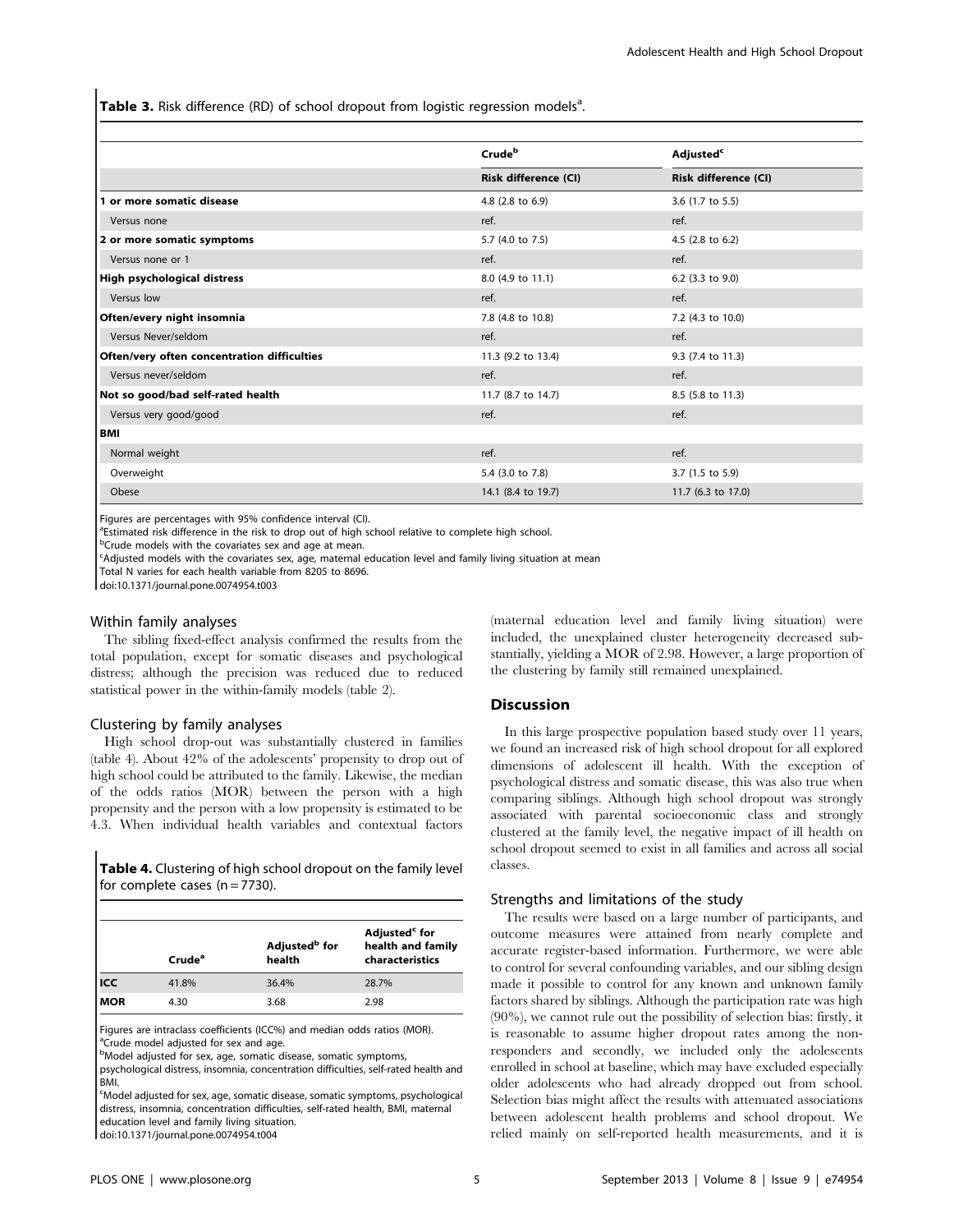**Table 3.** Risk difference (RD) of school dropout from logistic regression models[a].

| | Crude[b] | Adjusted[c] |
|---|---|---|
| | Risk difference (CI) | Risk difference (CI) |
| **1 or more somatic disease** | 4.8 (2.8 to 6.9) | 3.6 (1.7 to 5.5) |
| Versus none | ref. | ref. |
| **2 or more somatic symptoms** | 5.7 (4.0 to 7.5) | 4.5 (2.8 to 6.2) |
| Versus none or 1 | ref. | ref. |
| **High psychological distress** | 8.0 (4.9 to 11.1) | 6.2 (3.3 to 9.0) |
| Versus low | ref. | ref. |
| **Often/every night insomnia** | 7.8 (4.8 to 10.8) | 7.2 (4.3 to 10.0) |
| Versus Never/seldom | ref. | ref. |
| **Often/very often concentration difficulties** | 11.3 (9.2 to 13.4) | 9.3 (7.4 to 11.3) |
| Versus never/seldom | ref. | ref. |
| **Not so good/bad self-rated health** | 11.7 (8.7 to 14.7) | 8.5 (5.8 to 11.3) |
| Versus very good/good | ref. | ref. |
| **BMI** | | |
| Normal weight | ref. | ref. |
| Overweight | 5.4 (3.0 to 7.8) | 3.7 (1.5 to 5.9) |
| Obese | 14.1 (8.4 to 19.7) | 11.7 (6.3 to 17.0) |

Figures are percentages with 95% confidence interval (CI).
[a]Estimated risk difference in the risk to drop out of high school relative to complete high school.
[b]Crude models with the covariates sex and age at mean.
[c]Adjusted models with the covariates sex, age, maternal education level and family living situation at mean
Total N varies for each health variable from 8205 to 8696.
doi:10.1371/journal.pone.0074954.t003

### Within family analyses

The sibling fixed-effect analysis confirmed the results from the total population, except for somatic diseases and psychological distress; although the precision was reduced due to reduced statistical power in the within-family models (table 2).

### Clustering by family analyses

High school drop-out was substantially clustered in families (table 4). About 42% of the adolescents' propensity to drop out of high school could be attributed to the family. Likewise, the median of the odds ratios (MOR) between the person with a high propensity and the person with a low propensity is estimated to be 4.3. When individual health variables and contextual factors (maternal education level and family living situation) were included, the unexplained cluster heterogeneity decreased substantially, yielding a MOR of 2.98. However, a large proportion of the clustering by family still remained unexplained.

**Table 4.** Clustering of high school dropout on the family level for complete cases (n = 7730).

| | Crude[a] | Adjusted[b] for health | Adjusted[c] for health and family characteristics |
|---|---|---|---|
| **ICC** | 41.8% | 36.4% | 28.7% |
| **MOR** | 4.30 | 3.68 | 2.98 |

Figures are intraclass coefficients (ICC%) and median odds ratios (MOR).
[a]Crude model adjusted for sex and age.
[b]Model adjusted for sex, age, somatic disease, somatic symptoms, psychological distress, insomnia, concentration difficulties, self-rated health and BMI.
[c]Model adjusted for sex, age, somatic disease, somatic symptoms, psychological distress, insomnia, concentration difficulties, self-rated health, BMI, maternal education level and family living situation.
doi:10.1371/journal.pone.0074954.t004

## Discussion

In this large prospective population based study over 11 years, we found an increased risk of high school dropout for all explored dimensions of adolescent ill health. With the exception of psychological distress and somatic disease, this was also true when comparing siblings. Although high school dropout was strongly associated with parental socioeconomic class and strongly clustered at the family level, the negative impact of ill health on school dropout seemed to exist in all families and across all social classes.

### Strengths and limitations of the study

The results were based on a large number of participants, and outcome measures were attained from nearly complete and accurate register-based information. Furthermore, we were able to control for several confounding variables, and our sibling design made it possible to control for any known and unknown family factors shared by siblings. Although the participation rate was high (90%), we cannot rule out the possibility of selection bias: firstly, it is reasonable to assume higher dropout rates among the non-responders and secondly, we included only the adolescents enrolled in school at baseline, which may have excluded especially older adolescents who had already dropped out from school. Selection bias might affect the results with attenuated associations between adolescent health problems and school dropout. We relied mainly on self-reported health measurements, and it is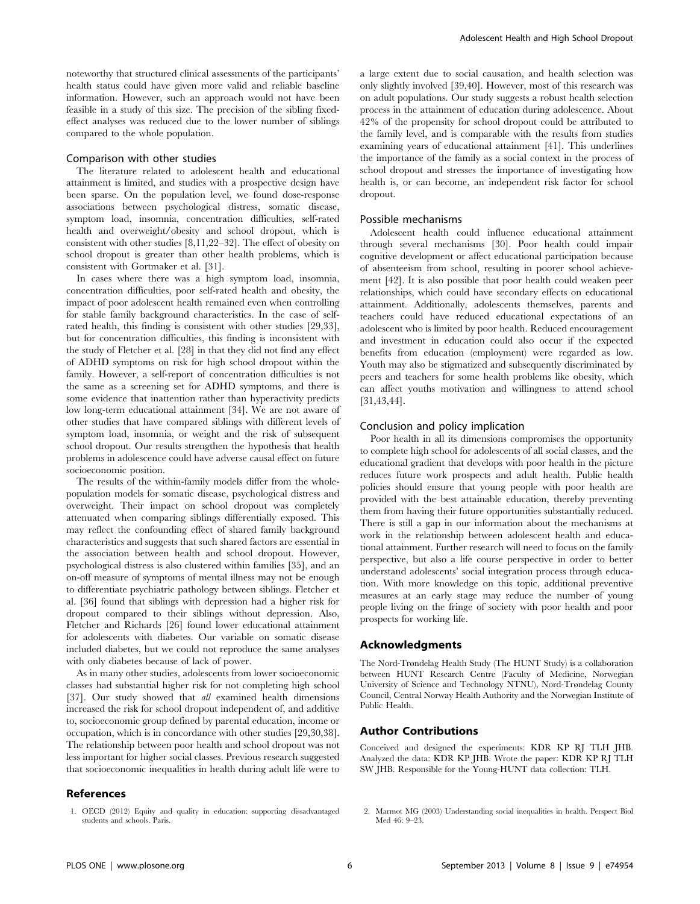noteworthy that structured clinical assessments of the participants' health status could have given more valid and reliable baseline information. However, such an approach would not have been feasible in a study of this size. The precision of the sibling fixed-effect analyses was reduced due to the lower number of siblings compared to the whole population.

### Comparison with other studies

The literature related to adolescent health and educational attainment is limited, and studies with a prospective design have been sparse. On the population level, we found dose-response associations between psychological distress, somatic disease, symptom load, insomnia, concentration difficulties, self-rated health and overweight/obesity and school dropout, which is consistent with other studies [8,11,22–32]. The effect of obesity on school dropout is greater than other health problems, which is consistent with Gortmaker et al. [31].

In cases where there was a high symptom load, insomnia, concentration difficulties, poor self-rated health and obesity, the impact of poor adolescent health remained even when controlling for stable family background characteristics. In the case of self-rated health, this finding is consistent with other studies [29,33], but for concentration difficulties, this finding is inconsistent with the study of Fletcher et al. [28] in that they did not find any effect of ADHD symptoms on risk for high school dropout within the family. However, a self-report of concentration difficulties is not the same as a screening set for ADHD symptoms, and there is some evidence that inattention rather than hyperactivity predicts low long-term educational attainment [34]. We are not aware of other studies that have compared siblings with different levels of symptom load, insomnia, or weight and the risk of subsequent school dropout. Our results strengthen the hypothesis that health problems in adolescence could have adverse causal effect on future socioeconomic position.

The results of the within-family models differ from the whole-population models for somatic disease, psychological distress and overweight. Their impact on school dropout was completely attenuated when comparing siblings differentially exposed. This may reflect the confounding effect of shared family background characteristics and suggests that such shared factors are essential in the association between health and school dropout. However, psychological distress is also clustered within families [35], and an on-off measure of symptoms of mental illness may not be enough to differentiate psychiatric pathology between siblings. Fletcher et al. [36] found that siblings with depression had a higher risk for dropout compared to their siblings without depression. Also, Fletcher and Richards [26] found lower educational attainment for adolescents with diabetes. Our variable on somatic disease included diabetes, but we could not reproduce the same analyses with only diabetes because of lack of power.

As in many other studies, adolescents from lower socioeconomic classes had substantial higher risk for not completing high school [37]. Our study showed that *all* examined health dimensions increased the risk for school dropout independent of, and additive to, socioeconomic group defined by parental education, income or occupation, which is in concordance with other studies [29,30,38]. The relationship between poor health and school dropout was not less important for higher social classes. Previous research suggested that socioeconomic inequalities in health during adult life were to a large extent due to social causation, and health selection was only slightly involved [39,40]. However, most of this research was on adult populations. Our study suggests a robust health selection process in the attainment of education during adolescence. About 42% of the propensity for school dropout could be attributed to the family level, and is comparable with the results from studies examining years of educational attainment [41]. This underlines the importance of the family as a social context in the process of school dropout and stresses the importance of investigating how health is, or can become, an independent risk factor for school dropout.

### Possible mechanisms

Adolescent health could influence educational attainment through several mechanisms [30]. Poor health could impair cognitive development or affect educational participation because of absenteeism from school, resulting in poorer school achievement [42]. It is also possible that poor health could weaken peer relationships, which could have secondary effects on educational attainment. Additionally, adolescents themselves, parents and teachers could have reduced educational expectations of an adolescent who is limited by poor health. Reduced encouragement and investment in education could also occur if the expected benefits from education (employment) were regarded as low. Youth may also be stigmatized and subsequently discriminated by peers and teachers for some health problems like obesity, which can affect youths motivation and willingness to attend school [31,43,44].

### Conclusion and policy implication

Poor health in all its dimensions compromises the opportunity to complete high school for adolescents of all social classes, and the educational gradient that develops with poor health in the picture reduces future work prospects and adult health. Public health policies should ensure that young people with poor health are provided with the best attainable education, thereby preventing them from having their future opportunities substantially reduced. There is still a gap in our information about the mechanisms at work in the relationship between adolescent health and educational attainment. Further research will need to focus on the family perspective, but also a life course perspective in order to better understand adolescents' social integration process through education. With more knowledge on this topic, additional preventive measures at an early stage may reduce the number of young people living on the fringe of society with poor health and poor prospects for working life.

## Acknowledgments

The Nord-Trøndelag Health Study (The HUNT Study) is a collaboration between HUNT Research Centre (Faculty of Medicine, Norwegian University of Science and Technology NTNU), Nord-Trøndelag County Council, Central Norway Health Authority and the Norwegian Institute of Public Health.

## Author Contributions

Conceived and designed the experiments: KDR KP RJ TLH JHB. Analyzed the data: KDR KP JHB. Wrote the paper: KDR KP RJ TLH SW JHB. Responsible for the Young-HUNT data collection: TLH.

## References

1. OECD (2012) Equity and quality in education: supporting dissadvantaged students and schools. Paris.
2. Marmot MG (2003) Understanding social inequalities in health. Perspect Biol Med 46: 9–23.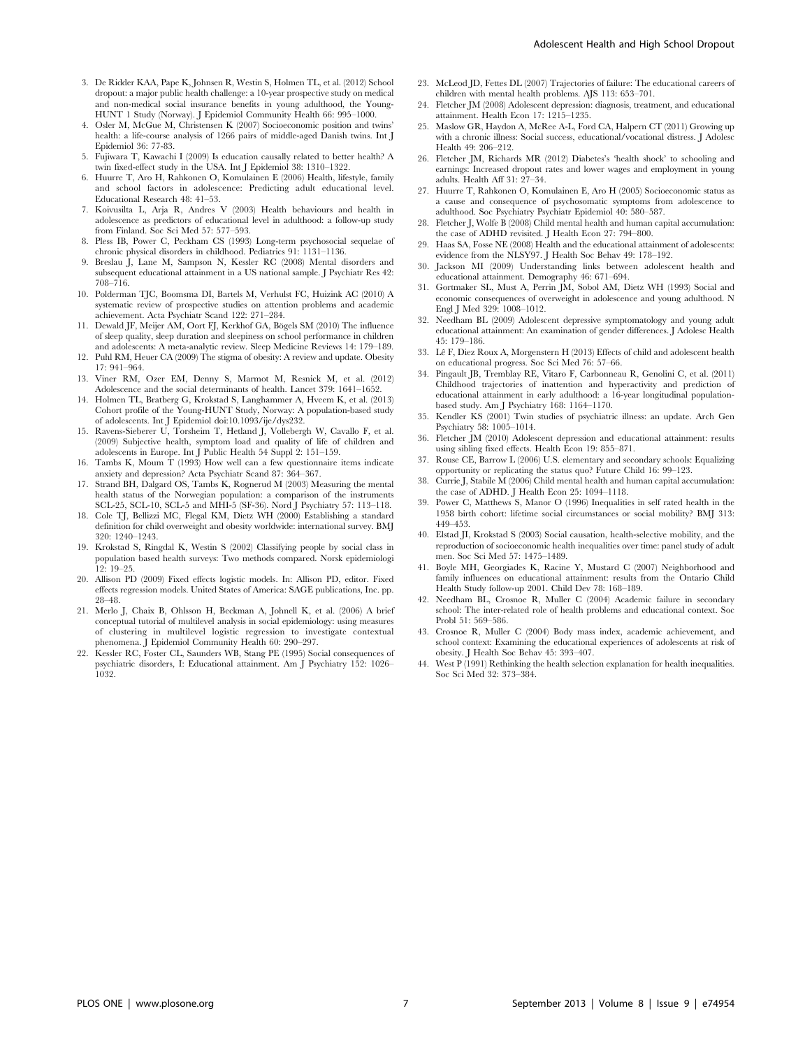3. De Ridder KAA, Pape K, Johnsen R, Westin S, Holmen TL, et al. (2012) School dropout: a major public health challenge: a 10-year prospective study on medical and non-medical social insurance benefits in young adulthood, the Young-HUNT 1 Study (Norway). J Epidemiol Community Health 66: 995–1000.
4. Osler M, McGue M, Christensen K (2007) Socioeconomic position and twins' health: a life-course analysis of 1266 pairs of middle-aged Danish twins. Int J Epidemiol 36: 77-83.
5. Fujiwara T, Kawachi I (2009) Is education causally related to better health? A twin fixed-effect study in the USA. Int J Epidemiol 38: 1310–1322.
6. Huurre T, Aro H, Rahkonen O, Komulainen E (2006) Health, lifestyle, family and school factors in adolescence: Predicting adult educational level. Educational Research 48: 41–53.
7. Koivusilta L, Arja R, Andres V (2003) Health behaviours and health in adolescence as predictors of educational level in adulthood: a follow-up study from Finland. Soc Sci Med 57: 577–593.
8. Pless IB, Power C, Peckham CS (1993) Long-term psychosocial sequelae of chronic physical disorders in childhood. Pediatrics 91: 1131–1136.
9. Breslau J, Lane M, Sampson N, Kessler RC (2008) Mental disorders and subsequent educational attainment in a US national sample. J Psychiatr Res 42: 708–716.
10. Polderman TJC, Boomsma DI, Bartels M, Verhulst FC, Huizink AC (2010) A systematic review of prospective studies on attention problems and academic achievement. Acta Psychiatr Scand 122: 271–284.
11. Dewald JF, Meijer AM, Oort FJ, Kerkhof GA, Bögels SM (2010) The influence of sleep quality, sleep duration and sleepiness on school performance in children and adolescents: A meta-analytic review. Sleep Medicine Reviews 14: 179–189.
12. Puhl RM, Heuer CA (2009) The stigma of obesity: A review and update. Obesity 17: 941–964.
13. Viner RM, Ozer EM, Denny S, Marmot M, Resnick M, et al. (2012) Adolescence and the social determinants of health. Lancet 379: 1641–1652.
14. Holmen TL, Bratberg G, Krokstad S, Langhammer A, Hveem K, et al. (2013) Cohort profile of the Young-HUNT Study, Norway: A population-based study of adolescents. Int J Epidemiol doi:10.1093/ije/dys232.
15. Ravens-Sieberer U, Torsheim T, Hetland J, Vollebergh W, Cavallo F, et al. (2009) Subjective health, symptom load and quality of life of children and adolescents in Europe. Int J Public Health 54 Suppl 2: 151–159.
16. Tambs K, Moum T (1993) How well can a few questionnaire items indicate anxiety and depression? Acta Psychiatr Scand 87: 364–367.
17. Strand BH, Dalgard OS, Tambs K, Rognerud M (2003) Measuring the mental health status of the Norwegian population: a comparison of the instruments SCL-25, SCL-10, SCL-5 and MHI-5 (SF-36). Nord J Psychiatry 57: 113–118.
18. Cole TJ, Bellizzi MC, Flegal KM, Dietz WH (2000) Establishing a standard definition for child overweight and obesity worldwide: international survey. BMJ 320: 1240–1243.
19. Krokstad S, Ringdal K, Westin S (2002) Classifying people by social class in population based health surveys: Two methods compared. Norsk epidemiologi 12: 19–25.
20. Allison PD (2009) Fixed effects logistic models. In: Allison PD, editor. Fixed effects regression models. United States of America: SAGE publications, Inc. pp. 28–48.
21. Merlo J, Chaix B, Ohlsson H, Beckman A, Johnell K, et al. (2006) A brief conceptual tutorial of multilevel analysis in social epidemiology: using measures of clustering in multilevel logistic regression to investigate contextual phenomena. J Epidemiol Community Health 60: 290–297.
22. Kessler RC, Foster CL, Saunders WB, Stang PE (1995) Social consequences of psychiatric disorders, I: Educational attainment. Am J Psychiatry 152: 1026–1032.
23. McLeod JD, Fettes DL (2007) Trajectories of failure: The educational careers of children with mental health problems. AJS 113: 653–701.
24. Fletcher JM (2008) Adolescent depression: diagnosis, treatment, and educational attainment. Health Econ 17: 1215–1235.
25. Maslow GR, Haydon A, McRee A-L, Ford CA, Halpern CT (2011) Growing up with a chronic illness: Social success, educational/vocational distress. J Adolesc Health 49: 206–212.
26. Fletcher JM, Richards MR (2012) Diabetes's 'health shock' to schooling and earnings: Increased dropout rates and lower wages and employment in young adults. Health Aff 31: 27–34.
27. Huurre T, Rahkonen O, Komulainen E, Aro H (2005) Socioeconomic status as a cause and consequence of psychosomatic symptoms from adolescence to adulthood. Soc Psychiatry Psychiatr Epidemiol 40: 580–587.
28. Fletcher J, Wolfe B (2008) Child mental health and human capital accumulation: the case of ADHD revisited. J Health Econ 27: 794–800.
29. Haas SA, Fosse NE (2008) Health and the educational attainment of adolescents: evidence from the NLSY97. J Health Soc Behav 49: 178–192.
30. Jackson MI (2009) Understanding links between adolescent health and educational attainment. Demography 46: 671–694.
31. Gortmaker SL, Must A, Perrin JM, Sobol AM, Dietz WH (1993) Social and economic consequences of overweight in adolescence and young adulthood. N Engl J Med 329: 1008–1012.
32. Needham BL (2009) Adolescent depressive symptomatology and young adult educational attainment: An examination of gender differences. J Adolesc Health 45: 179–186.
33. Lê F, Diez Roux A, Morgenstern H (2013) Effects of child and adolescent health on educational progress. Soc Sci Med 76: 57–66.
34. Pingault JB, Tremblay RE, Vitaro F, Carbonneau R, Genolini C, et al. (2011) Childhood trajectories of inattention and hyperactivity and prediction of educational attainment in early adulthood: a 16-year longitudinal population-based study. Am J Psychiatry 168: 1164–1170.
35. Kendler KS (2001) Twin studies of psychiatric illness: an update. Arch Gen Psychiatry 58: 1005–1014.
36. Fletcher JM (2010) Adolescent depression and educational attainment: results using sibling fixed effects. Health Econ 19: 855–871.
37. Rouse CE, Barrow L (2006) U.S. elementary and secondary schools: Equalizing opportunity or replicating the status quo? Future Child 16: 99–123.
38. Currie J, Stabile M (2006) Child mental health and human capital accumulation: the case of ADHD. J Health Econ 25: 1094–1118.
39. Power C, Matthews S, Manor O (1996) Inequalities in self rated health in the 1958 birth cohort: lifetime social circumstances or social mobility? BMJ 313: 449–453.
40. Elstad JI, Krokstad S (2003) Social causation, health-selective mobility, and the reproduction of socioeconomic health inequalities over time: panel study of adult men. Soc Sci Med 57: 1475–1489.
41. Boyle MH, Georgiades K, Racine Y, Mustard C (2007) Neighborhood and family influences on educational attainment: results from the Ontario Child Health Study follow-up 2001. Child Dev 78: 168–189.
42. Needham BL, Crosnoe R, Muller C (2004) Academic failure in secondary school: The inter-related role of health problems and educational context. Soc Probl 51: 569–586.
43. Crosnoe R, Muller C (2004) Body mass index, academic achievement, and school context: Examining the educational experiences of adolescents at risk of obesity. J Health Soc Behav 45: 393–407.
44. West P (1991) Rethinking the health selection explanation for health inequalities. Soc Sci Med 32: 373–384.